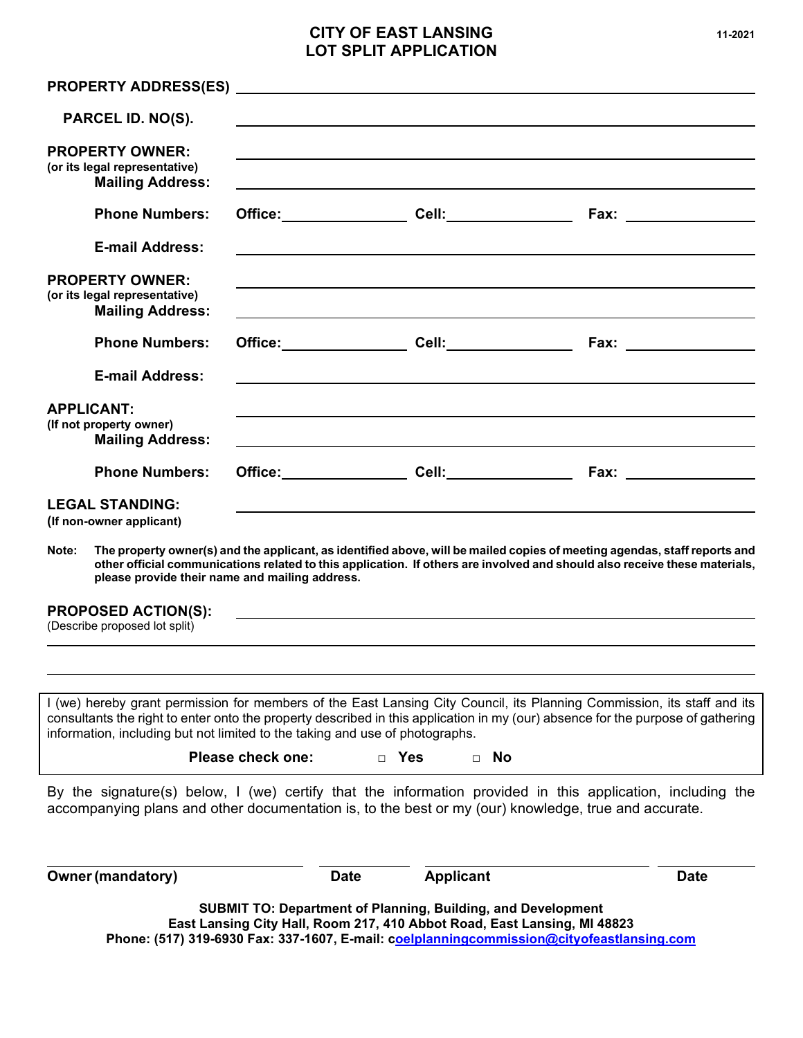# CITY OF EAST LANSING
# LOT SPLIT APPLICATION

11-2021

**PROPERTY ADDRESS(ES)** \_\_\_\_\_\_\_\_\_\_\_\_\_\_\_\_\_\_\_\_\_\_\_\_\_\_\_\_\_\_\_\_\_\_\_\_\_\_\_\_

**PARCEL ID. NO(S).** \_\_\_\_\_\_\_\_\_\_\_\_\_\_\_\_\_\_\_\_\_\_\_\_\_\_\_\_\_\_\_\_\_\_\_\_\_\_\_\_

**PROPERTY OWNER:** \_\_\_\_\_\_\_\_\_\_\_\_\_\_\_\_\_\_\_\_\_\_\_\_\_\_\_\_\_\_\_\_\_\_\_\_\_\_\_\_
**(or its legal representative)**
**Mailing Address:** \_\_\_\_\_\_\_\_\_\_\_\_\_\_\_\_\_\_\_\_\_\_\_\_\_\_\_\_\_\_\_\_\_\_\_\_\_\_\_\_

**Phone Numbers:** **Office:**\_\_\_\_\_\_\_\_\_\_\_\_ **Cell:**\_\_\_\_\_\_\_\_\_\_\_\_ **Fax:** \_\_\_\_\_\_\_\_\_\_\_\_

**E-mail Address:** \_\_\_\_\_\_\_\_\_\_\_\_\_\_\_\_\_\_\_\_\_\_\_\_\_\_\_\_\_\_\_\_\_\_\_\_\_\_\_\_

**PROPERTY OWNER:** \_\_\_\_\_\_\_\_\_\_\_\_\_\_\_\_\_\_\_\_\_\_\_\_\_\_\_\_\_\_\_\_\_\_\_\_\_\_\_\_
**(or its legal representative)**
**Mailing Address:** \_\_\_\_\_\_\_\_\_\_\_\_\_\_\_\_\_\_\_\_\_\_\_\_\_\_\_\_\_\_\_\_\_\_\_\_\_\_\_\_

**Phone Numbers:** **Office:**\_\_\_\_\_\_\_\_\_\_\_\_ **Cell:**\_\_\_\_\_\_\_\_\_\_\_\_ **Fax:** \_\_\_\_\_\_\_\_\_\_\_\_

**E-mail Address:** \_\_\_\_\_\_\_\_\_\_\_\_\_\_\_\_\_\_\_\_\_\_\_\_\_\_\_\_\_\_\_\_\_\_\_\_\_\_\_\_

**APPLICANT:** \_\_\_\_\_\_\_\_\_\_\_\_\_\_\_\_\_\_\_\_\_\_\_\_\_\_\_\_\_\_\_\_\_\_\_\_\_\_\_\_
**(If not property owner)**
**Mailing Address:** \_\_\_\_\_\_\_\_\_\_\_\_\_\_\_\_\_\_\_\_\_\_\_\_\_\_\_\_\_\_\_\_\_\_\_\_\_\_\_\_

**Phone Numbers:** **Office:**\_\_\_\_\_\_\_\_\_\_\_\_ **Cell:**\_\_\_\_\_\_\_\_\_\_\_\_ **Fax:** \_\_\_\_\_\_\_\_\_\_\_\_

**LEGAL STANDING:** \_\_\_\_\_\_\_\_\_\_\_\_\_\_\_\_\_\_\_\_\_\_\_\_\_\_\_\_\_\_\_\_\_\_\_\_\_\_\_\_
**(If non-owner applicant)**

**Note: The property owner(s) and the applicant, as identified above, will be mailed copies of meeting agendas, staff reports and other official communications related to this application. If others are involved and should also receive these materials, please provide their name and mailing address.**

**PROPOSED ACTION(S):** \_\_\_\_\_\_\_\_\_\_\_\_\_\_\_\_\_\_\_\_\_\_\_\_\_\_\_\_\_\_\_\_\_\_\_\_\_\_\_\_
(Describe proposed lot split)

\_\_\_\_\_\_\_\_\_\_\_\_\_\_\_\_\_\_\_\_\_\_\_\_\_\_\_\_\_\_\_\_\_\_\_\_\_\_\_\_\_\_\_\_\_\_\_\_\_\_\_\_\_\_\_\_

\_\_\_\_\_\_\_\_\_\_\_\_\_\_\_\_\_\_\_\_\_\_\_\_\_\_\_\_\_\_\_\_\_\_\_\_\_\_\_\_\_\_\_\_\_\_\_\_\_\_\_\_\_\_\_\_

I (we) hereby grant permission for members of the East Lansing City Council, its Planning Commission, its staff and its consultants the right to enter onto the property described in this application in my (our) absence for the purpose of gathering information, including but not limited to the taking and use of photographs.

**Please check one:** □ **Yes** □ **No**

By the signature(s) below, I (we) certify that the information provided in this application, including the accompanying plans and other documentation is, to the best or my (our) knowledge, true and accurate.

| | | | |
|---|---|---|---|
| **Owner (mandatory)** | **Date** | **Applicant** | **Date** |

**SUBMIT TO: Department of Planning, Building, and Development**
**East Lansing City Hall, Room 217, 410 Abbot Road, East Lansing, MI 48823**
**Phone: (517) 319-6930 Fax: 337-1607, E-mail: coelplanningcommission@cityofeastlansing.com**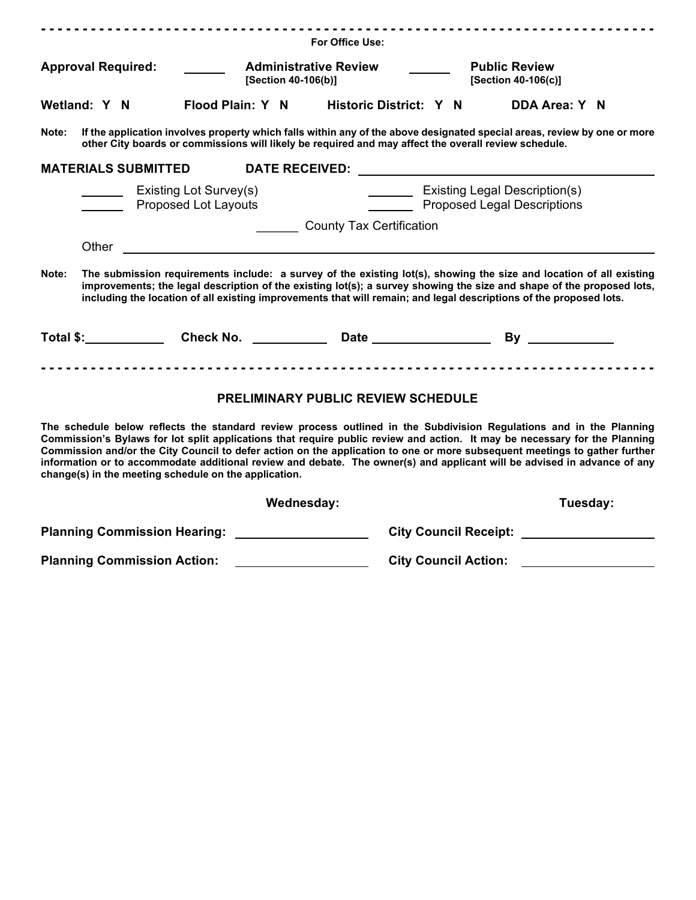- - - - - - - - - - - - - - - - - - - - - - - - - - - - - - - - - - - - - - - - - - - - - - - - - - - - - - - - - - - - - - - - - - - - - - - - -

**For Office Use:**

**Approval Required:** ______ **Administrative Review [Section 40-106(b)]** ______ **Public Review [Section 40-106(c)]**

**Wetland: Y N** **Flood Plain: Y N** **Historic District: Y N** **DDA Area: Y N**

**Note: If the application involves property which falls within any of the above designated special areas, review by one or more other City boards or commissions will likely be required and may affect the overall review schedule.**

**MATERIALS SUBMITTED** **DATE RECEIVED:** ______________________________

______ Existing Lot Survey(s) ______ Existing Legal Description(s)
______ Proposed Lot Layouts ______ Proposed Legal Descriptions

______ County Tax Certification

Other ____________________________________________________________

**Note: The submission requirements include: a survey of the existing lot(s), showing the size and location of all existing improvements; the legal description of the existing lot(s); a survey showing the size and shape of the proposed lots, including the location of all existing improvements that will remain; and legal descriptions of the proposed lots.**

**Total $:**__________ **Check No.** __________ **Date** ______________ **By** __________

- - - - - - - - - - - - - - - - - - - - - - - - - - - - - - - - - - - - - - - - - - - - - - - - - - - - - - - - - - - - - - - - - - - - - - - - -

## PRELIMINARY PUBLIC REVIEW SCHEDULE

**The schedule below reflects the standard review process outlined in the Subdivision Regulations and in the Planning Commission's Bylaws for lot split applications that require public review and action. It may be necessary for the Planning Commission and/or the City Council to defer action on the application to one or more subsequent meetings to gather further information or to accommodate additional review and debate. The owner(s) and applicant will be advised in advance of any change(s) in the meeting schedule on the application.**

**Wednesday:** **Tuesday:**

**Planning Commission Hearing:** ______________ **City Council Receipt:** ______________

**Planning Commission Action:** ______________ **City Council Action:** ______________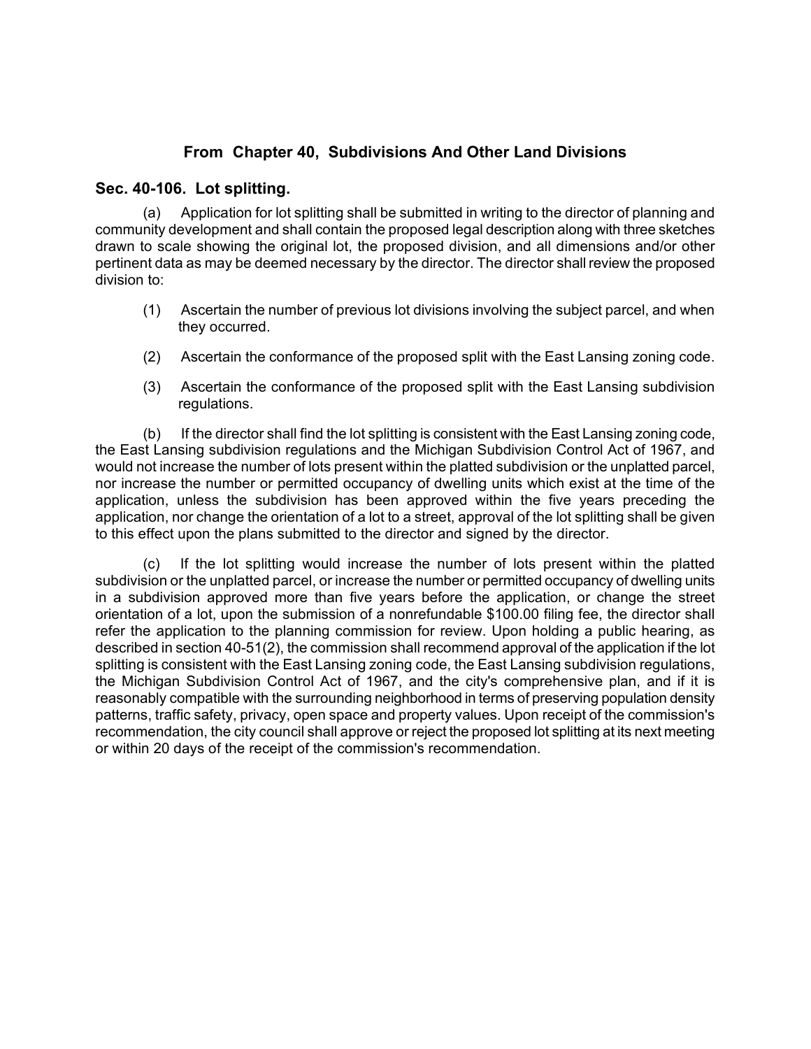## From Chapter 40, Subdivisions And Other Land Divisions

### Sec. 40-106. Lot splitting.

(a) Application for lot splitting shall be submitted in writing to the director of planning and community development and shall contain the proposed legal description along with three sketches drawn to scale showing the original lot, the proposed division, and all dimensions and/or other pertinent data as may be deemed necessary by the director. The director shall review the proposed division to:

(1) Ascertain the number of previous lot divisions involving the subject parcel, and when they occurred.

(2) Ascertain the conformance of the proposed split with the East Lansing zoning code.

(3) Ascertain the conformance of the proposed split with the East Lansing subdivision regulations.

(b) If the director shall find the lot splitting is consistent with the East Lansing zoning code, the East Lansing subdivision regulations and the Michigan Subdivision Control Act of 1967, and would not increase the number of lots present within the platted subdivision or the unplatted parcel, nor increase the number or permitted occupancy of dwelling units which exist at the time of the application, unless the subdivision has been approved within the five years preceding the application, nor change the orientation of a lot to a street, approval of the lot splitting shall be given to this effect upon the plans submitted to the director and signed by the director.

(c) If the lot splitting would increase the number of lots present within the platted subdivision or the unplatted parcel, or increase the number or permitted occupancy of dwelling units in a subdivision approved more than five years before the application, or change the street orientation of a lot, upon the submission of a nonrefundable $100.00 filing fee, the director shall refer the application to the planning commission for review. Upon holding a public hearing, as described in section 40-51(2), the commission shall recommend approval of the application if the lot splitting is consistent with the East Lansing zoning code, the East Lansing subdivision regulations, the Michigan Subdivision Control Act of 1967, and the city's comprehensive plan, and if it is reasonably compatible with the surrounding neighborhood in terms of preserving population density patterns, traffic safety, privacy, open space and property values. Upon receipt of the commission's recommendation, the city council shall approve or reject the proposed lot splitting at its next meeting or within 20 days of the receipt of the commission's recommendation.